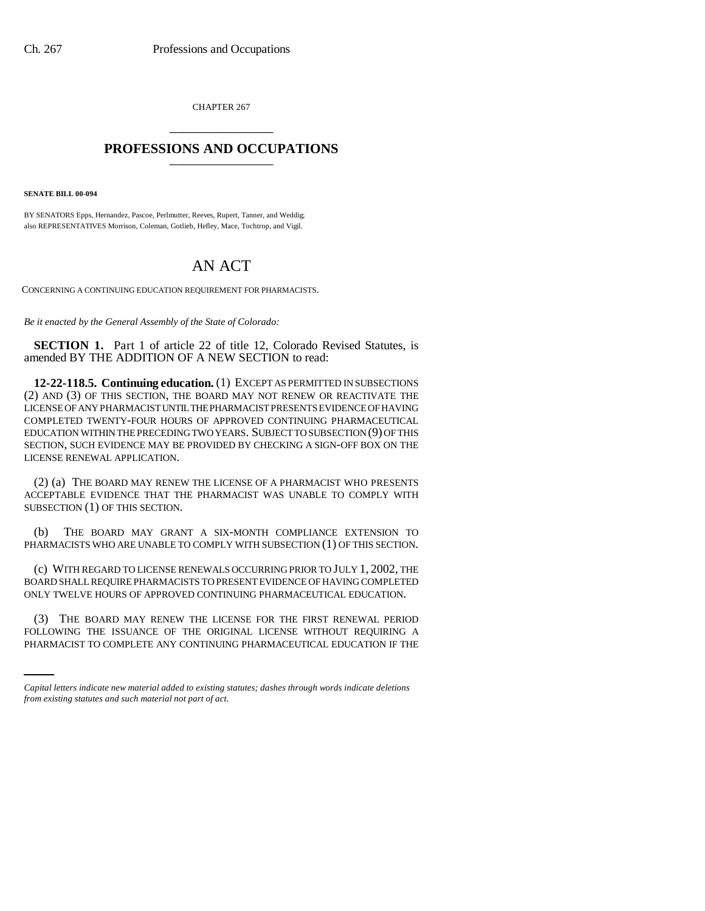CHAPTER 267

# PROFESSIONS AND OCCUPATIONS

**SENATE BILL 00-094**

BY SENATORS Epps, Hernandez, Pascoe, Perlmutter, Reeves, Rupert, Tanner, and Weddig; also REPRESENTATIVES Morrison, Coleman, Gotlieb, Hefley, Mace, Tochtrop, and Vigil.

# AN ACT

CONCERNING A CONTINUING EDUCATION REQUIREMENT FOR PHARMACISTS.

*Be it enacted by the General Assembly of the State of Colorado:*

**SECTION 1.** Part 1 of article 22 of title 12, Colorado Revised Statutes, is amended BY THE ADDITION OF A NEW SECTION to read:

**12-22-118.5. Continuing education.** (1) EXCEPT AS PERMITTED IN SUBSECTIONS (2) AND (3) OF THIS SECTION, THE BOARD MAY NOT RENEW OR REACTIVATE THE LICENSE OF ANY PHARMACIST UNTIL THE PHARMACIST PRESENTS EVIDENCE OF HAVING COMPLETED TWENTY-FOUR HOURS OF APPROVED CONTINUING PHARMACEUTICAL EDUCATION WITHIN THE PRECEDING TWO YEARS. SUBJECT TO SUBSECTION (9) OF THIS SECTION, SUCH EVIDENCE MAY BE PROVIDED BY CHECKING A SIGN-OFF BOX ON THE LICENSE RENEWAL APPLICATION.

(2) (a) THE BOARD MAY RENEW THE LICENSE OF A PHARMACIST WHO PRESENTS ACCEPTABLE EVIDENCE THAT THE PHARMACIST WAS UNABLE TO COMPLY WITH SUBSECTION (1) OF THIS SECTION.

(b) THE BOARD MAY GRANT A SIX-MONTH COMPLIANCE EXTENSION TO PHARMACISTS WHO ARE UNABLE TO COMPLY WITH SUBSECTION (1) OF THIS SECTION.

(c) WITH REGARD TO LICENSE RENEWALS OCCURRING PRIOR TO JULY 1, 2002, THE BOARD SHALL REQUIRE PHARMACISTS TO PRESENT EVIDENCE OF HAVING COMPLETED ONLY TWELVE HOURS OF APPROVED CONTINUING PHARMACEUTICAL EDUCATION.

(3) THE BOARD MAY RENEW THE LICENSE FOR THE FIRST RENEWAL PERIOD FOLLOWING THE ISSUANCE OF THE ORIGINAL LICENSE WITHOUT REQUIRING A PHARMACIST TO COMPLETE ANY CONTINUING PHARMACEUTICAL EDUCATION IF THE

*Capital letters indicate new material added to existing statutes; dashes through words indicate deletions from existing statutes and such material not part of act.*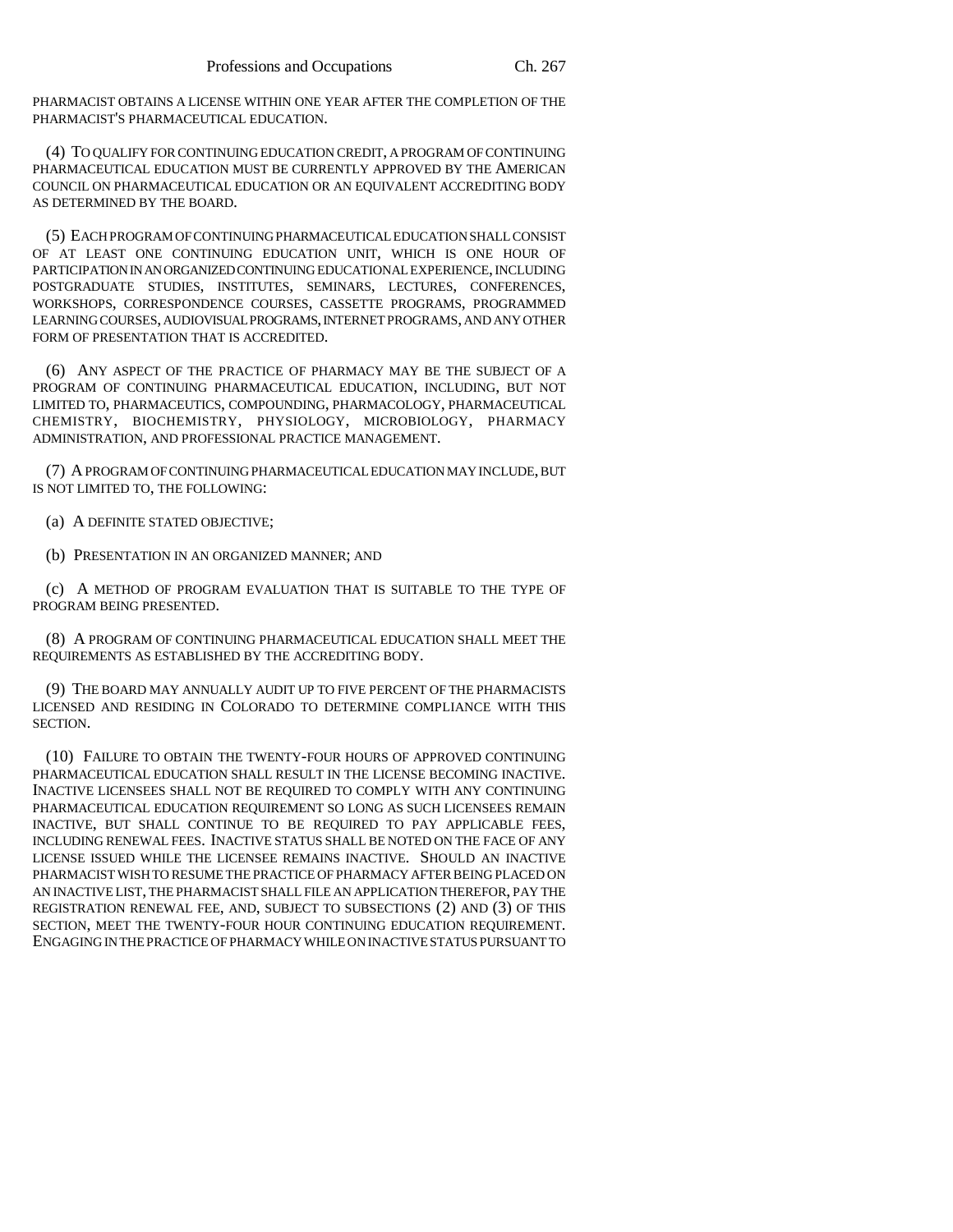PHARMACIST OBTAINS A LICENSE WITHIN ONE YEAR AFTER THE COMPLETION OF THE PHARMACIST'S PHARMACEUTICAL EDUCATION.

(4) TO QUALIFY FOR CONTINUING EDUCATION CREDIT, A PROGRAM OF CONTINUING PHARMACEUTICAL EDUCATION MUST BE CURRENTLY APPROVED BY THE AMERICAN COUNCIL ON PHARMACEUTICAL EDUCATION OR AN EQUIVALENT ACCREDITING BODY AS DETERMINED BY THE BOARD.

(5) EACH PROGRAM OF CONTINUING PHARMACEUTICAL EDUCATION SHALL CONSIST OF AT LEAST ONE CONTINUING EDUCATION UNIT, WHICH IS ONE HOUR OF PARTICIPATION IN AN ORGANIZED CONTINUING EDUCATIONAL EXPERIENCE, INCLUDING POSTGRADUATE STUDIES, INSTITUTES, SEMINARS, LECTURES, CONFERENCES, WORKSHOPS, CORRESPONDENCE COURSES, CASSETTE PROGRAMS, PROGRAMMED LEARNING COURSES, AUDIOVISUAL PROGRAMS, INTERNET PROGRAMS, AND ANY OTHER FORM OF PRESENTATION THAT IS ACCREDITED.

(6) ANY ASPECT OF THE PRACTICE OF PHARMACY MAY BE THE SUBJECT OF A PROGRAM OF CONTINUING PHARMACEUTICAL EDUCATION, INCLUDING, BUT NOT LIMITED TO, PHARMACEUTICS, COMPOUNDING, PHARMACOLOGY, PHARMACEUTICAL CHEMISTRY, BIOCHEMISTRY, PHYSIOLOGY, MICROBIOLOGY, PHARMACY ADMINISTRATION, AND PROFESSIONAL PRACTICE MANAGEMENT.

(7) A PROGRAM OF CONTINUING PHARMACEUTICAL EDUCATION MAY INCLUDE, BUT IS NOT LIMITED TO, THE FOLLOWING:

(a) A DEFINITE STATED OBJECTIVE;

(b) PRESENTATION IN AN ORGANIZED MANNER; AND

(c) A METHOD OF PROGRAM EVALUATION THAT IS SUITABLE TO THE TYPE OF PROGRAM BEING PRESENTED.

(8) A PROGRAM OF CONTINUING PHARMACEUTICAL EDUCATION SHALL MEET THE REQUIREMENTS AS ESTABLISHED BY THE ACCREDITING BODY.

(9) THE BOARD MAY ANNUALLY AUDIT UP TO FIVE PERCENT OF THE PHARMACISTS LICENSED AND RESIDING IN COLORADO TO DETERMINE COMPLIANCE WITH THIS SECTION.

(10) FAILURE TO OBTAIN THE TWENTY-FOUR HOURS OF APPROVED CONTINUING PHARMACEUTICAL EDUCATION SHALL RESULT IN THE LICENSE BECOMING INACTIVE. INACTIVE LICENSEES SHALL NOT BE REQUIRED TO COMPLY WITH ANY CONTINUING PHARMACEUTICAL EDUCATION REQUIREMENT SO LONG AS SUCH LICENSEES REMAIN INACTIVE, BUT SHALL CONTINUE TO BE REQUIRED TO PAY APPLICABLE FEES, INCLUDING RENEWAL FEES. INACTIVE STATUS SHALL BE NOTED ON THE FACE OF ANY LICENSE ISSUED WHILE THE LICENSEE REMAINS INACTIVE. SHOULD AN INACTIVE PHARMACIST WISH TO RESUME THE PRACTICE OF PHARMACY AFTER BEING PLACED ON AN INACTIVE LIST, THE PHARMACIST SHALL FILE AN APPLICATION THEREFOR, PAY THE REGISTRATION RENEWAL FEE, AND, SUBJECT TO SUBSECTIONS (2) AND (3) OF THIS SECTION, MEET THE TWENTY-FOUR HOUR CONTINUING EDUCATION REQUIREMENT. ENGAGING IN THE PRACTICE OF PHARMACY WHILE ON INACTIVE STATUS PURSUANT TO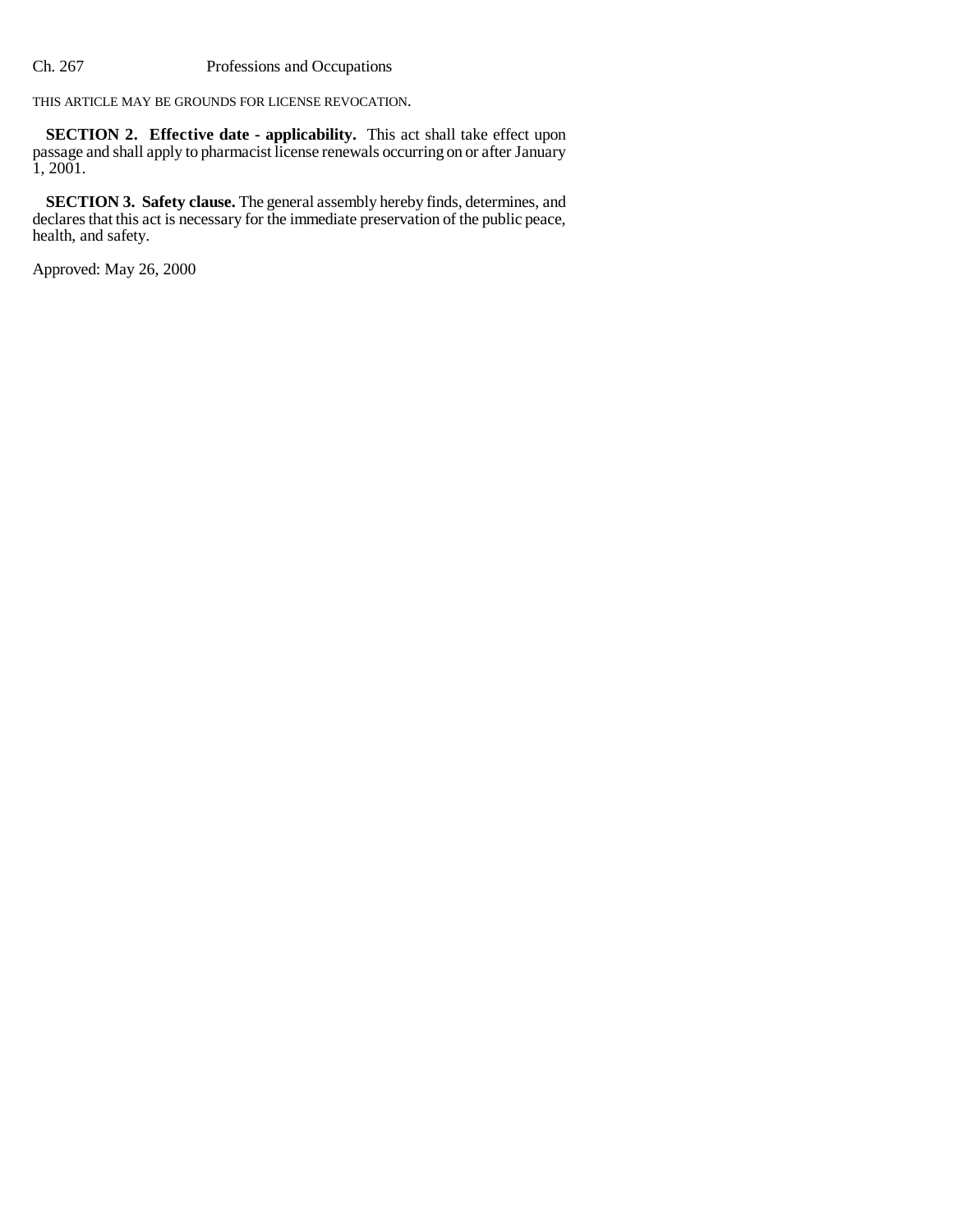THIS ARTICLE MAY BE GROUNDS FOR LICENSE REVOCATION.

**SECTION 2. Effective date - applicability.** This act shall take effect upon passage and shall apply to pharmacist license renewals occurring on or after January 1, 2001.

**SECTION 3. Safety clause.** The general assembly hereby finds, determines, and declares that this act is necessary for the immediate preservation of the public peace, health, and safety.

Approved: May 26, 2000